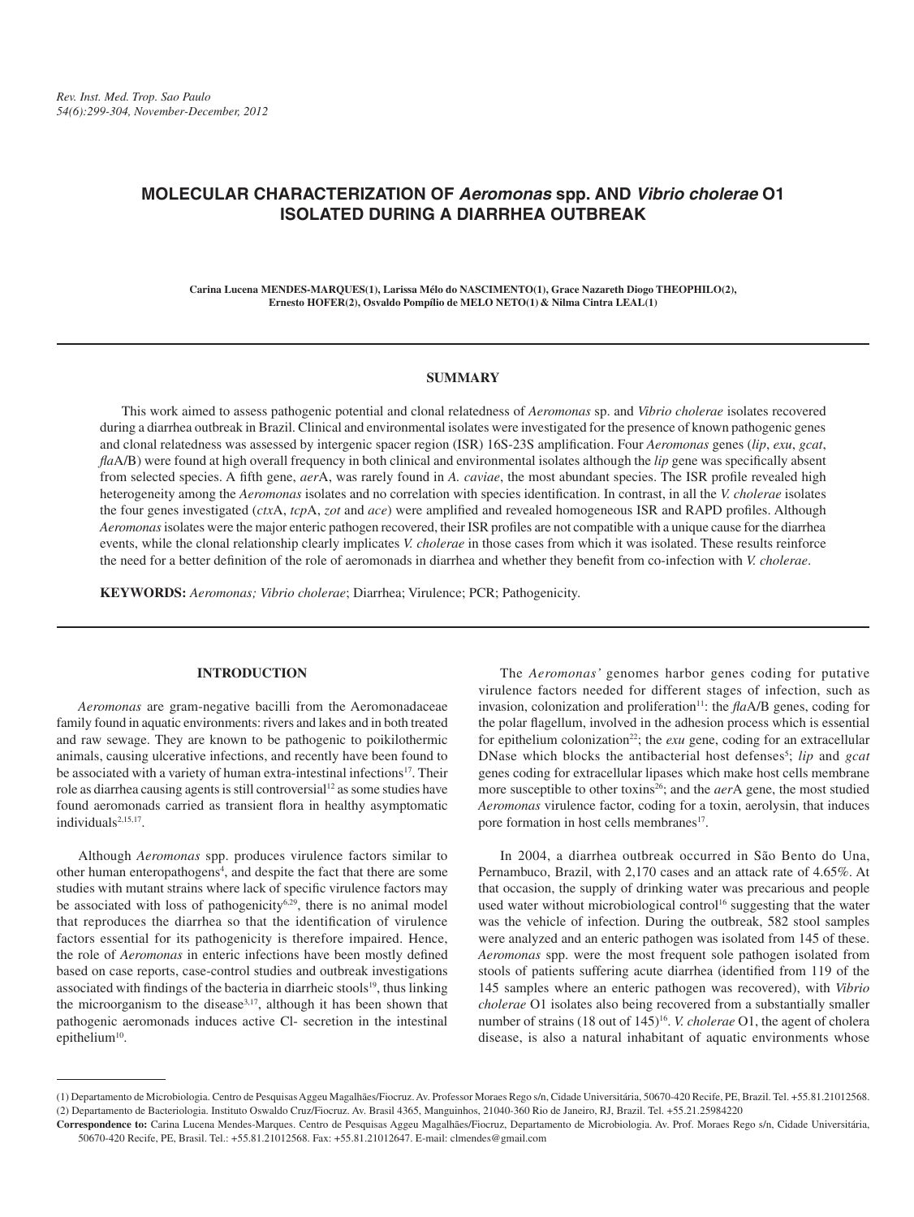# MOLECULAR CHARACTERIZATION OF *Aeromonas* spp. AND *Vibrio cholerae* O1 ISOLATED DURING A DIARRHEA OUTBREAK

**Carina Lucena MENDES-MARQUES(1), Larissa Mélo do NASCIMENTO(1), Grace Nazareth Diogo THEOPHILO(2), Ernesto HOFER(2), Osvaldo Pompílio de MELO NETO(1) & Nilma Cintra LEAL(1)**

## SUMMARY

This work aimed to assess pathogenic potential and clonal relatedness of *Aeromonas* sp. and *Vibrio cholerae* isolates recovered during a diarrhea outbreak in Brazil. Clinical and environmental isolates were investigated for the presence of known pathogenic genes and clonal relatedness was assessed by intergenic spacer region (ISR) 16S-23S amplification. Four *Aeromonas* genes (*lip*, *exu*, *gcat*, *fla*A/B) were found at high overall frequency in both clinical and environmental isolates although the *lip* gene was specifically absent from selected species. A fifth gene, *aer*A, was rarely found in *A. caviae*, the most abundant species. The ISR profile revealed high heterogeneity among the *Aeromonas* isolates and no correlation with species identification. In contrast, in all the *V. cholerae* isolates the four genes investigated (*ctx*A, *tcp*A, *zot* and *ace*) were amplified and revealed homogeneous ISR and RAPD profiles. Although *Aeromonas* isolates were the major enteric pathogen recovered, their ISR profiles are not compatible with a unique cause for the diarrhea events, while the clonal relationship clearly implicates *V. cholerae* in those cases from which it was isolated. These results reinforce the need for a better definition of the role of aeromonads in diarrhea and whether they benefit from co-infection with *V. cholerae*.

**KEYWORDS:** *Aeromonas; Vibrio cholerae*; Diarrhea; Virulence; PCR; Pathogenicity.

## INTRODUCTION

*Aeromonas* are gram-negative bacilli from the Aeromonadaceae family found in aquatic environments: rivers and lakes and in both treated and raw sewage. They are known to be pathogenic to poikilothermic animals, causing ulcerative infections, and recently have been found to be associated with a variety of human extra-intestinal infections[17]. Their role as diarrhea causing agents is still controversial[12] as some studies have found aeromonads carried as transient flora in healthy asymptomatic individuals[2,15,17].

Although *Aeromonas* spp. produces virulence factors similar to other human enteropathogens[4], and despite the fact that there are some studies with mutant strains where lack of specific virulence factors may be associated with loss of pathogenicity[6,29], there is no animal model that reproduces the diarrhea so that the identification of virulence factors essential for its pathogenicity is therefore impaired. Hence, the role of *Aeromonas* in enteric infections have been mostly defined based on case reports, case-control studies and outbreak investigations associated with findings of the bacteria in diarrheic stools[19], thus linking the microorganism to the disease[3,17], although it has been shown that pathogenic aeromonads induces active Cl- secretion in the intestinal epithelium[10].

The *Aeromonas'* genomes harbor genes coding for putative virulence factors needed for different stages of infection, such as invasion, colonization and proliferation[11]: the *fla*A/B genes, coding for the polar flagellum, involved in the adhesion process which is essential for epithelium colonization[22]; the *exu* gene, coding for an extracellular DNase which blocks the antibacterial host defenses[5]; *lip* and *gcat* genes coding for extracellular lipases which make host cells membrane more susceptible to other toxins[26]; and the *aer*A gene, the most studied *Aeromonas* virulence factor, coding for a toxin, aerolysin, that induces pore formation in host cells membranes[17].

In 2004, a diarrhea outbreak occurred in São Bento do Una, Pernambuco, Brazil, with 2,170 cases and an attack rate of 4.65%. At that occasion, the supply of drinking water was precarious and people used water without microbiological control[16] suggesting that the water was the vehicle of infection. During the outbreak, 582 stool samples were analyzed and an enteric pathogen was isolated from 145 of these. *Aeromonas* spp. were the most frequent sole pathogen isolated from stools of patients suffering acute diarrhea (identified from 119 of the 145 samples where an enteric pathogen was recovered), with *Vibrio cholerae* O1 isolates also being recovered from a substantially smaller number of strains (18 out of 145)[16]. *V. cholerae* O1, the agent of cholera disease, is also a natural inhabitant of aquatic environments whose

---

(1) Departamento de Microbiologia. Centro de Pesquisas Aggeu Magalhães/Fiocruz. Av. Professor Moraes Rego s/n, Cidade Universitária, 50670-420 Recife, PE, Brazil. Tel. +55.81.21012568.
(2) Departamento de Bacteriologia. Instituto Oswaldo Cruz/Fiocruz. Av. Brasil 4365, Manguinhos, 21040-360 Rio de Janeiro, RJ, Brazil. Tel. +55.21.25984220

**Correspondence to:** Carina Lucena Mendes-Marques. Centro de Pesquisas Aggeu Magalhães/Fiocruz, Departamento de Microbiologia. Av. Prof. Moraes Rego s/n, Cidade Universitária, 50670-420 Recife, PE, Brasil. Tel.: +55.81.21012568. Fax: +55.81.21012647. E-mail: clmendes@gmail.com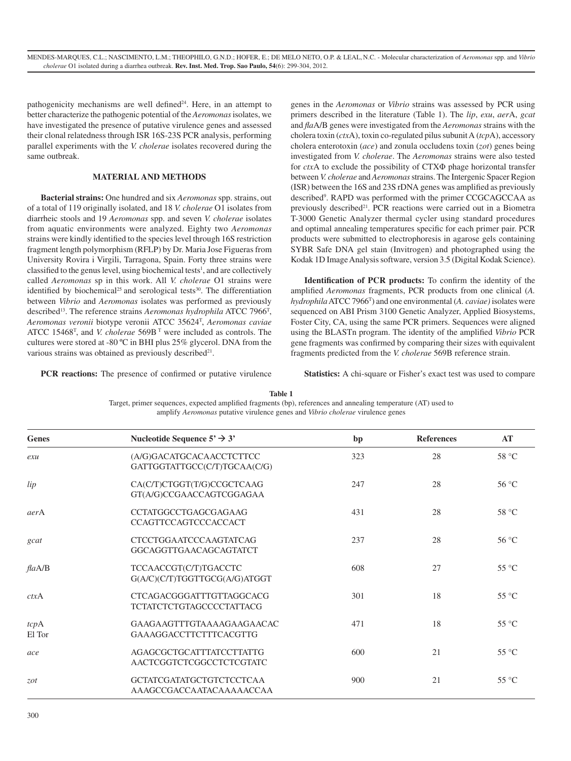pathogenicity mechanisms are well defined[24]. Here, in an attempt to better characterize the pathogenic potential of the *Aeromonas* isolates, we have investigated the presence of putative virulence genes and assessed their clonal relatedness through ISR 16S-23S PCR analysis, performing parallel experiments with the *V. cholerae* isolates recovered during the same outbreak.

## MATERIAL AND METHODS

**Bacterial strains:** One hundred and six *Aeromonas* spp. strains, out of a total of 119 originally isolated, and 18 *V. cholerae* O1 isolates from diarrheic stools and 19 *Aeromonas* spp. and seven *V. cholerae* isolates from aquatic environments were analyzed. Eighty two *Aeromonas* strains were kindly identified to the species level through 16S restriction fragment length polymorphism (RFLP) by Dr. Maria Jose Figueras from University Rovira i Virgili, Tarragona, Spain. Forty three strains were classified to the genus level, using biochemical tests[1], and are collectively called *Aeromonas* sp in this work. All *V. cholerae* O1 strains were identified by biochemical[25] and serological tests[30]. The differentiation between *Vibrio* and *Aeromonas* isolates was performed as previously described[13]. The reference strains *Aeromonas hydrophila* ATCC 7966[T], *Aeromonas veronii* biotype veronii ATCC 35624[T], *Aeromonas caviae* ATCC 15468[T], and *V. cholerae* 569B[T] were included as controls. The cultures were stored at -80 ºC in BHI plus 25% glycerol. DNA from the various strains was obtained as previously described[21].

**PCR reactions:** The presence of confirmed or putative virulence genes in the *Aeromonas* or *Vibrio* strains was assessed by PCR using primers described in the literature (Table 1). The *lip*, *exu*, *aer*A, *gcat* and *fla*A/B genes were investigated from the *Aeromonas* strains with the cholera toxin (*ctx*A), toxin co-regulated pilus subunit A (*tcp*A), accessory cholera enterotoxin (*ace*) and zonula occludens toxin (*zot*) genes being investigated from *V. cholerae*. The *Aeromonas* strains were also tested for *ctx*A to exclude the possibility of CTXΦ phage horizontal transfer between *V. cholerae* and *Aeromonas* strains. The Intergenic Spacer Region (ISR) between the 16S and 23S rDNA genes was amplified as previously described[9]. RAPD was performed with the primer CCGCAGCCAA as previously described[21]. PCR reactions were carried out in a Biometra T-3000 Genetic Analyzer thermal cycler using standard procedures and optimal annealing temperatures specific for each primer pair. PCR products were submitted to electrophoresis in agarose gels containing SYBR Safe DNA gel stain (Invitrogen) and photographed using the Kodak 1D Image Analysis software, version 3.5 (Digital Kodak Science).

**Identification of PCR products:** To confirm the identity of the amplified *Aeromonas* fragments, PCR products from one clinical (*A. hydrophila* ATCC 7966[T]) and one environmental (*A. caviae)* isolates were sequenced on ABI Prism 3100 Genetic Analyzer, Applied Biosystems, Foster City, CA, using the same PCR primers. Sequences were aligned using the BLASTn program. The identity of the amplified *Vibrio* PCR gene fragments was confirmed by comparing their sizes with equivalent fragments predicted from the *V. cholerae* 569B reference strain.

**Statistics:** A chi-square or Fisher's exact test was used to compare

**Table 1**
Target, primer sequences, expected amplified fragments (bp), references and annealing temperature (AT) used to amplify *Aeromonas* putative virulence genes and *Vibrio cholerae* virulence genes

| Genes | Nucleotide Sequence 5' → 3' | bp | References | AT |
|---|---|---|---|---|
| *exu* | (A/G)GACATGCACAACCTCTTCC<br>GATTGGTATTGCC(C/T)TGCAA(C/G) | 323 | 28 | 58 °C |
| *lip* | CA(C/T)CTGGT(T/G)CCGCTCAAG<br>GT(A/G)CCGAACCAGTCGGAGAA | 247 | 28 | 56 °C |
| *aer*A | CCTATGGCCTGAGCGAGAAG<br>CCAGTTCCAGTCCCACCACT | 431 | 28 | 58 °C |
| *gcat* | CTCCTGGAATCCCAAGTATCAG<br>GGCAGGTTGAACAGCAGTATCT | 237 | 28 | 56 °C |
| *fla*A/B | TCCAACCGT(C/T)TGACCTC<br>G(A/C)(C/T)TGGTTGCG(A/G)ATGGT | 608 | 27 | 55 °C |
| *ctx*A | CTCAGACGGGATTTGTTAGGCACG<br>TCTATCTCTGTAGCCCCTATTACG | 301 | 18 | 55 °C |
| *tcp*A<br>El Tor | GAAGAAGTTTGTAAAAGAAGAACAC<br>GAAAGGACCTTCTTTCACGTTG | 471 | 18 | 55 °C |
| *ace* | AGAGCGCTGCATTTATCCTTATTG<br>AACTCGGTCTCGGCCTCTCGTATC | 600 | 21 | 55 °C |
| *zot* | GCTATCGATATGCTGTCTCCTCAA<br>AAAGCCGACCAATACAAAAACCAA | 900 | 21 | 55 °C |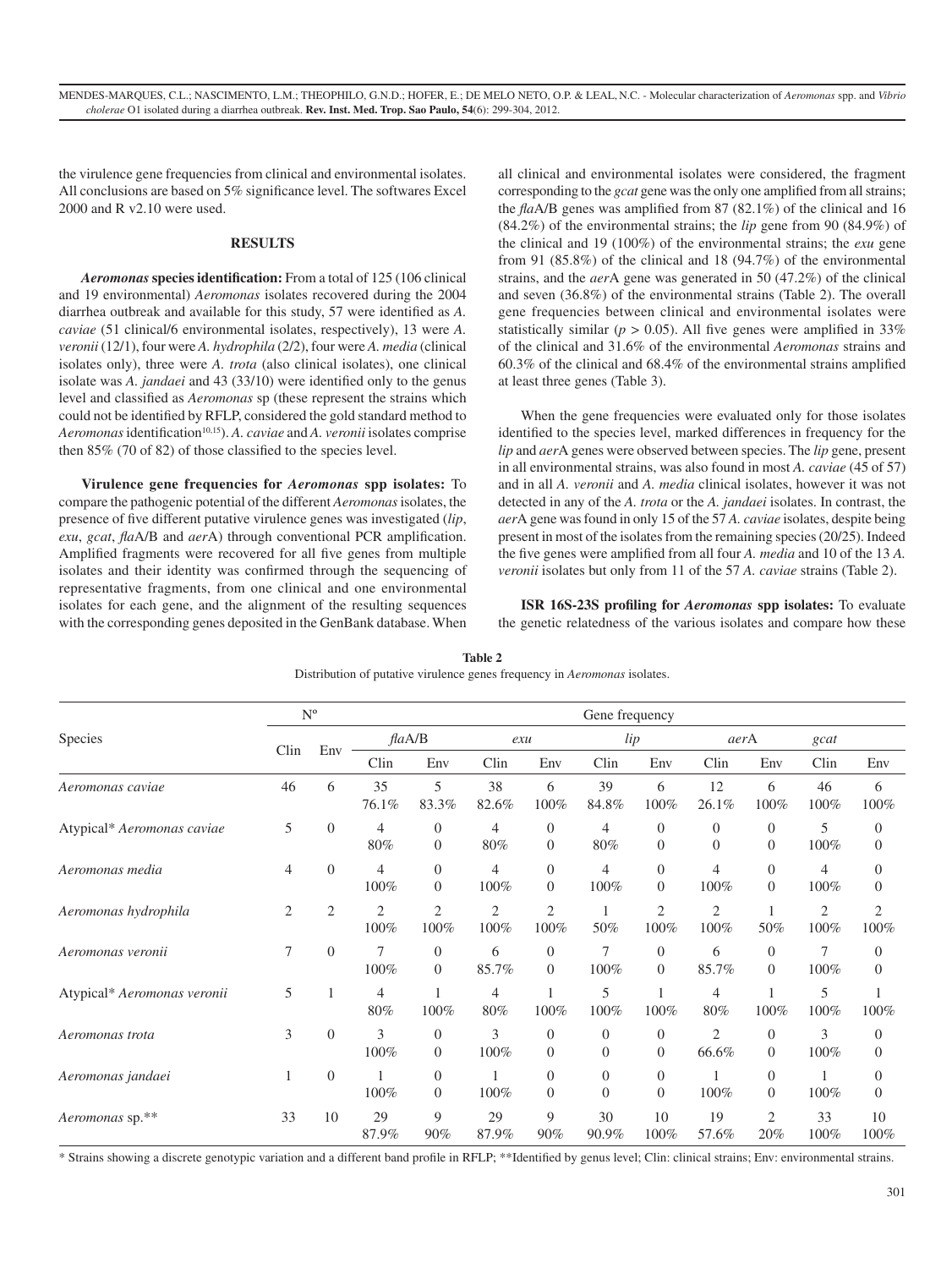the virulence gene frequencies from clinical and environmental isolates. All conclusions are based on 5% significance level. The softwares Excel 2000 and R v2.10 were used.

## RESULTS

***Aeromonas* species identification:** From a total of 125 (106 clinical and 19 environmental) *Aeromonas* isolates recovered during the 2004 diarrhea outbreak and available for this study, 57 were identified as *A. caviae* (51 clinical/6 environmental isolates, respectively), 13 were *A. veronii* (12/1), four were *A. hydrophila* (2/2), four were *A. media* (clinical isolates only), three were *A. trota* (also clinical isolates), one clinical isolate was *A. jandaei* and 43 (33/10) were identified only to the genus level and classified as *Aeromonas* sp (these represent the strains which could not be identified by RFLP, considered the gold standard method to *Aeromonas* identification[10,15]). *A. caviae* and *A. veronii* isolates comprise then 85% (70 of 82) of those classified to the species level.

**Virulence gene frequencies for *Aeromonas* spp isolates:** To compare the pathogenic potential of the different *Aeromonas* isolates, the presence of five different putative virulence genes was investigated (*lip*, *exu*, *gcat*, *fla*A/B and *aer*A) through conventional PCR amplification. Amplified fragments were recovered for all five genes from multiple isolates and their identity was confirmed through the sequencing of representative fragments, from one clinical and one environmental isolates for each gene, and the alignment of the resulting sequences with the corresponding genes deposited in the GenBank database. When all clinical and environmental isolates were considered, the fragment corresponding to the *gcat* gene was the only one amplified from all strains; the *fla*A/B genes was amplified from 87 (82.1%) of the clinical and 16 (84.2%) of the environmental strains; the *lip* gene from 90 (84.9%) of the clinical and 19 (100%) of the environmental strains; the *exu* gene from 91 (85.8%) of the clinical and 18 (94.7%) of the environmental strains, and the *aer*A gene was generated in 50 (47.2%) of the clinical and seven (36.8%) of the environmental strains (Table 2). The overall gene frequencies between clinical and environmental isolates were statistically similar ($p > 0.05$). All five genes were amplified in 33% of the clinical and 31.6% of the environmental *Aeromonas* strains and 60.3% of the clinical and 68.4% of the environmental strains amplified at least three genes (Table 3).

When the gene frequencies were evaluated only for those isolates identified to the species level, marked differences in frequency for the *lip* and *aer*A genes were observed between species. The *lip* gene, present in all environmental strains, was also found in most *A. caviae* (45 of 57) and in all *A. veronii* and *A. media* clinical isolates, however it was not detected in any of the *A. trota* or the *A. jandaei* isolates. In contrast, the *aer*A gene was found in only 15 of the 57 *A. caviae* isolates, despite being present in most of the isolates from the remaining species (20/25). Indeed the five genes were amplified from all four *A. media* and 10 of the 13 *A. veronii* isolates but only from 11 of the 57 *A. caviae* strains (Table 2).

**ISR 16S-23S profiling for *Aeromonas* spp isolates:** To evaluate the genetic relatedness of the various isolates and compare how these

**Table 2**
Distribution of putative virulence genes frequency in *Aeromonas* isolates.

| Species | Nº | | Gene frequency | | | | | | | | | |
|---|---|---|---|---|---|---|---|---|---|---|---|---|
| | Clin | Env | *fla*A/B | | *exu* | | *lip* | | *aer*A | | *gcat* | |
| | | | Clin | Env | Clin | Env | Clin | Env | Clin | Env | Clin | Env |
| *Aeromonas caviae* | 46 | 6 | 35<br>76.1% | 5<br>83.3% | 38<br>82.6% | 6<br>100% | 39<br>84.8% | 6<br>100% | 12<br>26.1% | 6<br>100% | 46<br>100% | 6<br>100% |
| Atypical* *Aeromonas caviae* | 5 | 0 | 4<br>80% | 0<br>0 | 4<br>80% | 0<br>0 | 4<br>80% | 0<br>0 | 0<br>0 | 0<br>0 | 5<br>100% | 0<br>0 |
| *Aeromonas media* | 4 | 0 | 4<br>100% | 0<br>0 | 4<br>100% | 0<br>0 | 4<br>100% | 0<br>0 | 4<br>100% | 0<br>0 | 4<br>100% | 0<br>0 |
| *Aeromonas hydrophila* | 2 | 2 | 2<br>100% | 2<br>100% | 2<br>100% | 2<br>100% | 1<br>50% | 2<br>100% | 2<br>100% | 1<br>50% | 2<br>100% | 2<br>100% |
| *Aeromonas veronii* | 7 | 0 | 7<br>100% | 0<br>0 | 6<br>85.7% | 0<br>0 | 7<br>100% | 0<br>0 | 6<br>85.7% | 0<br>0 | 7<br>100% | 0<br>0 |
| Atypical* *Aeromonas veronii* | 5 | 1 | 4<br>80% | 1<br>100% | 4<br>80% | 1<br>100% | 5<br>100% | 1<br>100% | 4<br>80% | 1<br>100% | 5<br>100% | 1<br>100% |
| *Aeromonas trota* | 3 | 0 | 3<br>100% | 0<br>0 | 3<br>100% | 0<br>0 | 0<br>0 | 0<br>0 | 2<br>66.6% | 0<br>0 | 3<br>100% | 0<br>0 |
| *Aeromonas jandaei* | 1 | 0 | 1<br>100% | 0<br>0 | 1<br>100% | 0<br>0 | 0<br>0 | 0<br>0 | 1<br>100% | 0<br>0 | 1<br>100% | 0<br>0 |
| *Aeromonas* sp.** | 33 | 10 | 29<br>87.9% | 9<br>90% | 29<br>87.9% | 9<br>90% | 30<br>90.9% | 10<br>100% | 19<br>57.6% | 2<br>20% | 33<br>100% | 10<br>100% |

\* Strains showing a discrete genotypic variation and a different band profile in RFLP; **Identified by genus level; Clin: clinical strains; Env: environmental strains.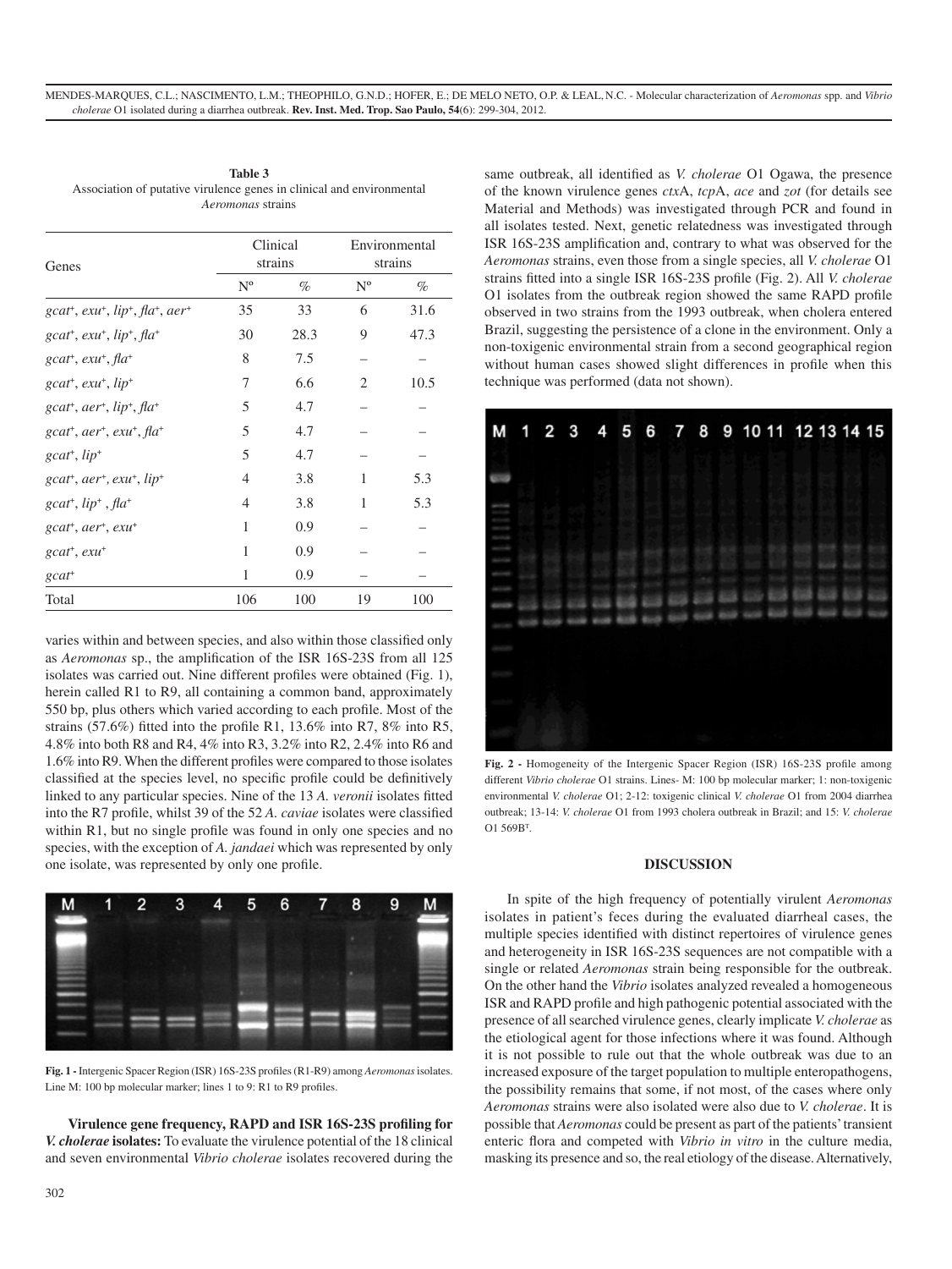**Table 3**
Association of putative virulence genes in clinical and environmental *Aeromonas* strains

| Genes | Clinical strains | | Environmental strains | |
|---|---|---|---|---|
| | Nº | % | Nº | % |
| *gcat*+, *exu*+, *lip*+, *fla*+, *aer*+ | 35 | 33 | 6 | 31.6 |
| *gcat*+, *exu*+, *lip*+, *fla*+ | 30 | 28.3 | 9 | 47.3 |
| *gcat*+, *exu*+, *fla*+ | 8 | 7.5 | – | – |
| *gcat*+, *exu*+, *lip*+ | 7 | 6.6 | 2 | 10.5 |
| *gcat*+, *aer*+, *lip*+, *fla*+ | 5 | 4.7 | – | – |
| *gcat*+, *aer*+, *exu*+, *fla*+ | 5 | 4.7 | – | – |
| *gcat*+, *lip*+ | 5 | 4.7 | – | – |
| *gcat*+, *aer*+, *exu*+, *lip*+ | 4 | 3.8 | 1 | 5.3 |
| *gcat*+, *lip*+ , *fla*+ | 4 | 3.8 | 1 | 5.3 |
| *gcat*+, *aer*+, *exu*+ | 1 | 0.9 | – | – |
| *gcat*+, *exu*+ | 1 | 0.9 | – | – |
| *gcat*+ | 1 | 0.9 | – | – |
| Total | 106 | 100 | 19 | 100 |

varies within and between species, and also within those classified only as *Aeromonas* sp., the amplification of the ISR 16S-23S from all 125 isolates was carried out. Nine different profiles were obtained (Fig. 1), herein called R1 to R9, all containing a common band, approximately 550 bp, plus others which varied according to each profile. Most of the strains (57.6%) fitted into the profile R1, 13.6% into R7, 8% into R5, 4.8% into both R8 and R4, 4% into R3, 3.2% into R2, 2.4% into R6 and 1.6% into R9. When the different profiles were compared to those isolates classified at the species level, no specific profile could be definitively linked to any particular species. Nine of the 13 *A. veronii* isolates fitted into the R7 profile, whilst 39 of the 52 *A. caviae* isolates were classified within R1, but no single profile was found in only one species and no species, with the exception of *A. jandaei* which was represented by only one isolate, was represented by only one profile.

M 1 2 3 4 5 6 7 8 9 M

**Fig. 1 -** Intergenic Spacer Region (ISR) 16S-23S profiles (R1-R9) among *Aeromonas* isolates. Line M: 100 bp molecular marker; lines 1 to 9: R1 to R9 profiles.

**Virulence gene frequency, RAPD and ISR 16S-23S profiling for *V. cholerae* isolates:** To evaluate the virulence potential of the 18 clinical and seven environmental *Vibrio cholerae* isolates recovered during the same outbreak, all identified as *V. cholerae* O1 Ogawa, the presence of the known virulence genes *ctx*A, *tcp*A, *ace* and *zot* (for details see Material and Methods) was investigated through PCR and found in all isolates tested. Next, genetic relatedness was investigated through ISR 16S-23S amplification and, contrary to what was observed for the *Aeromonas* strains, even those from a single species, all *V. cholerae* O1 strains fitted into a single ISR 16S-23S profile (Fig. 2). All *V. cholerae* O1 isolates from the outbreak region showed the same RAPD profile observed in two strains from the 1993 outbreak, when cholera entered Brazil, suggesting the persistence of a clone in the environment. Only a non-toxigenic environmental strain from a second geographical region without human cases showed slight differences in profile when this technique was performed (data not shown).

M 1 2 3 4 5 6 7 8 9 10 11 12 13 14 15

**Fig. 2 -** Homogeneity of the Intergenic Spacer Region (ISR) 16S-23S profile among different *Vibrio cholerae* O1 strains. Lines- M: 100 bp molecular marker; 1: non-toxigenic environmental *V. cholerae* O1; 2-12: toxigenic clinical *V. cholerae* O1 from 2004 diarrhea outbreak; 13-14: *V. cholerae* O1 from 1993 cholera outbreak in Brazil; and 15: *V. cholerae* O1 569B[T].

## DISCUSSION

In spite of the high frequency of potentially virulent *Aeromonas* isolates in patient's feces during the evaluated diarrheal cases, the multiple species identified with distinct repertoires of virulence genes and heterogeneity in ISR 16S-23S sequences are not compatible with a single or related *Aeromonas* strain being responsible for the outbreak. On the other hand the *Vibrio* isolates analyzed revealed a homogeneous ISR and RAPD profile and high pathogenic potential associated with the presence of all searched virulence genes, clearly implicate *V. cholerae* as the etiological agent for those infections where it was found. Although it is not possible to rule out that the whole outbreak was due to an increased exposure of the target population to multiple enteropathogens, the possibility remains that some, if not most, of the cases where only *Aeromonas* strains were also isolated were also due to *V. cholerae*. It is possible that *Aeromonas* could be present as part of the patients' transient enteric flora and competed with *Vibrio in vitro* in the culture media, masking its presence and so, the real etiology of the disease. Alternatively,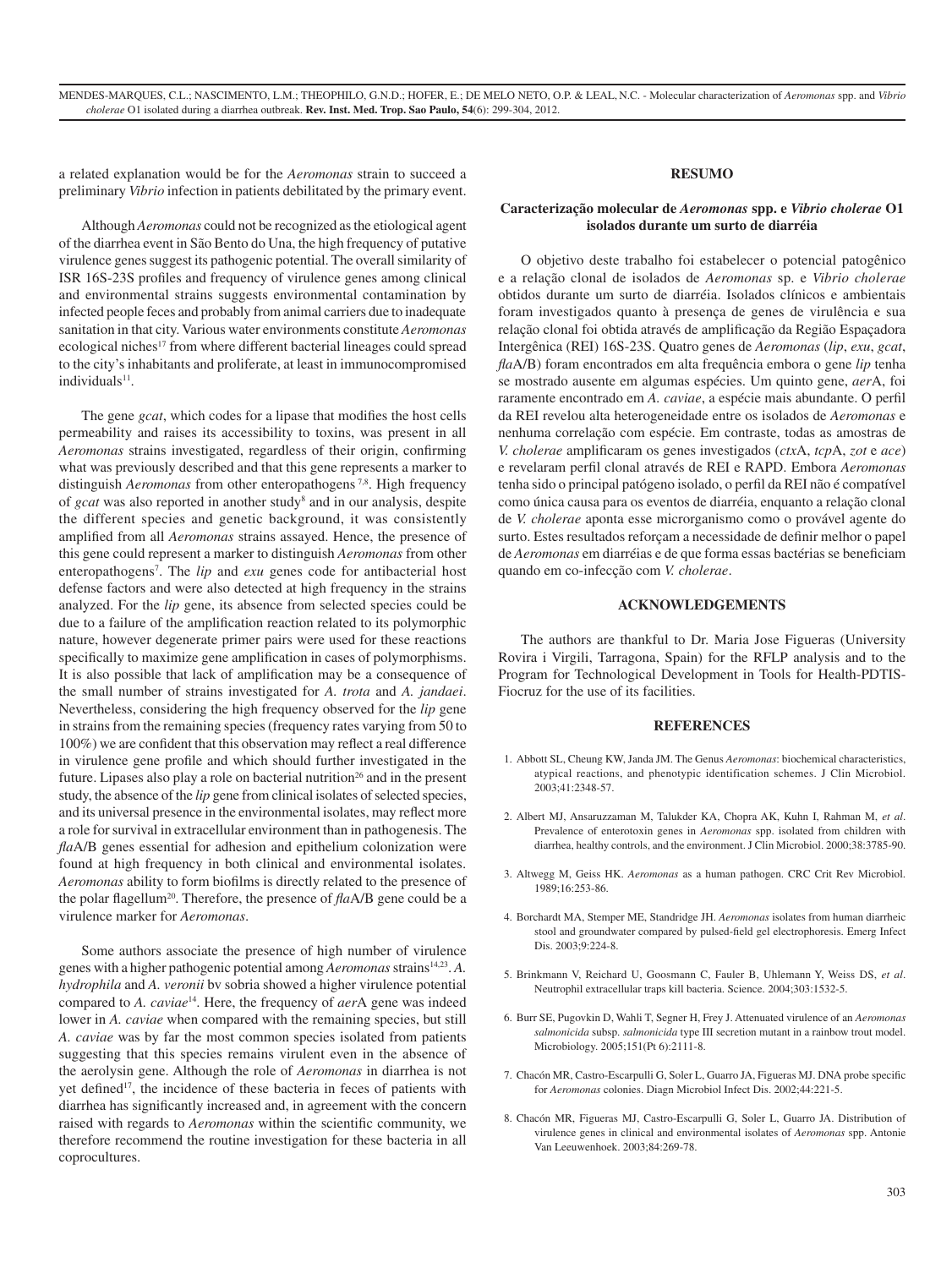a related explanation would be for the *Aeromonas* strain to succeed a preliminary *Vibrio* infection in patients debilitated by the primary event.

Although *Aeromonas* could not be recognized as the etiological agent of the diarrhea event in São Bento do Una, the high frequency of putative virulence genes suggest its pathogenic potential. The overall similarity of ISR 16S-23S profiles and frequency of virulence genes among clinical and environmental strains suggests environmental contamination by infected people feces and probably from animal carriers due to inadequate sanitation in that city. Various water environments constitute *Aeromonas* ecological niches[17] from where different bacterial lineages could spread to the city's inhabitants and proliferate, at least in immunocompromised individuals[11].

The gene *gcat*, which codes for a lipase that modifies the host cells permeability and raises its accessibility to toxins, was present in all *Aeromonas* strains investigated, regardless of their origin, confirming what was previously described and that this gene represents a marker to distinguish *Aeromonas* from other enteropathogens [7,8]. High frequency of *gcat* was also reported in another study[8] and in our analysis, despite the different species and genetic background, it was consistently amplified from all *Aeromonas* strains assayed. Hence, the presence of this gene could represent a marker to distinguish *Aeromonas* from other enteropathogens[7]. The *lip* and *exu* genes code for antibacterial host defense factors and were also detected at high frequency in the strains analyzed. For the *lip* gene, its absence from selected species could be due to a failure of the amplification reaction related to its polymorphic nature, however degenerate primer pairs were used for these reactions specifically to maximize gene amplification in cases of polymorphisms. It is also possible that lack of amplification may be a consequence of the small number of strains investigated for *A. trota* and *A. jandaei*. Nevertheless, considering the high frequency observed for the *lip* gene in strains from the remaining species (frequency rates varying from 50 to 100%) we are confident that this observation may reflect a real difference in virulence gene profile and which should further investigated in the future. Lipases also play a role on bacterial nutrition[26] and in the present study, the absence of the *lip* gene from clinical isolates of selected species, and its universal presence in the environmental isolates, may reflect more a role for survival in extracellular environment than in pathogenesis. The *fla*A/B genes essential for adhesion and epithelium colonization were found at high frequency in both clinical and environmental isolates. *Aeromonas* ability to form biofilms is directly related to the presence of the polar flagellum[20]. Therefore, the presence of *fla*A/B gene could be a virulence marker for *Aeromonas*.

Some authors associate the presence of high number of virulence genes with a higher pathogenic potential among *Aeromonas* strains[14,23]. *A. hydrophila* and *A. veronii* bv sobria showed a higher virulence potential compared to *A. caviae*[14]. Here, the frequency of *aer*A gene was indeed lower in *A. caviae* when compared with the remaining species, but still *A. caviae* was by far the most common species isolated from patients suggesting that this species remains virulent even in the absence of the aerolysin gene. Although the role of *Aeromonas* in diarrhea is not yet defined[17], the incidence of these bacteria in feces of patients with diarrhea has significantly increased and, in agreement with the concern raised with regards to *Aeromonas* within the scientific community, we therefore recommend the routine investigation for these bacteria in all coprocultures.

## RESUMO

### Caracterização molecular de *Aeromonas* spp. e *Vibrio cholerae* O1 isolados durante um surto de diarréia

O objetivo deste trabalho foi estabelecer o potencial patogênico e a relação clonal de isolados de *Aeromonas* sp. e *Vibrio cholerae* obtidos durante um surto de diarréia. Isolados clínicos e ambientais foram investigados quanto à presença de genes de virulência e sua relação clonal foi obtida através de amplificação da Região Espaçadora Intergênica (REI) 16S-23S. Quatro genes de *Aeromonas* (*lip*, *exu*, *gcat*, *fla*A/B) foram encontrados em alta frequência embora o gene *lip* tenha se mostrado ausente em algumas espécies. Um quinto gene, *aer*A, foi raramente encontrado em *A. caviae*, a espécie mais abundante. O perfil da REI revelou alta heterogeneidade entre os isolados de *Aeromonas* e nenhuma correlação com espécie. Em contraste, todas as amostras de *V. cholerae* amplificaram os genes investigados (*ctx*A, *tcp*A, *zot* e *ace*) e revelaram perfil clonal através de REI e RAPD. Embora *Aeromonas* tenha sido o principal patógeno isolado, o perfil da REI não é compatível como única causa para os eventos de diarréia, enquanto a relação clonal de *V. cholerae* aponta esse microrganismo como o provável agente do surto. Estes resultados reforçam a necessidade de definir melhor o papel de *Aeromonas* em diarréias e de que forma essas bactérias se beneficiam quando em co-infecção com *V. cholerae*.

## ACKNOWLEDGEMENTS

The authors are thankful to Dr. Maria Jose Figueras (University Rovira i Virgili, Tarragona, Spain) for the RFLP analysis and to the Program for Technological Development in Tools for Health-PDTIS-Fiocruz for the use of its facilities.

## REFERENCES

1. Abbott SL, Cheung KW, Janda JM. The Genus *Aeromonas*: biochemical characteristics, atypical reactions, and phenotypic identification schemes. J Clin Microbiol. 2003;41:2348-57.

2. Albert MJ, Ansaruzzaman M, Talukder KA, Chopra AK, Kuhn I, Rahman M, *et al*. Prevalence of enterotoxin genes in *Aeromonas* spp. isolated from children with diarrhea, healthy controls, and the environment. J Clin Microbiol. 2000;38:3785-90.

3. Altwegg M, Geiss HK. *Aeromonas* as a human pathogen. CRC Crit Rev Microbiol. 1989;16:253-86.

4. Borchardt MA, Stemper ME, Standridge JH. *Aeromonas* isolates from human diarrheic stool and groundwater compared by pulsed-field gel electrophoresis. Emerg Infect Dis. 2003;9:224-8.

5. Brinkmann V, Reichard U, Goosmann C, Fauler B, Uhlemann Y, Weiss DS, *et al*. Neutrophil extracellular traps kill bacteria. Science. 2004;303:1532-5.

6. Burr SE, Pugovkin D, Wahli T, Segner H, Frey J. Attenuated virulence of an *Aeromonas salmonicida* subsp. *salmonicida* type III secretion mutant in a rainbow trout model. Microbiology. 2005;151(Pt 6):2111-8.

7. Chacón MR, Castro-Escarpulli G, Soler L, Guarro JA, Figueras MJ. DNA probe specific for *Aeromonas* colonies. Diagn Microbiol Infect Dis. 2002;44:221-5.

8. Chacón MR, Figueras MJ, Castro-Escarpulli G, Soler L, Guarro JA. Distribution of virulence genes in clinical and environmental isolates of *Aeromonas* spp. Antonie Van Leeuwenhoek. 2003;84:269-78.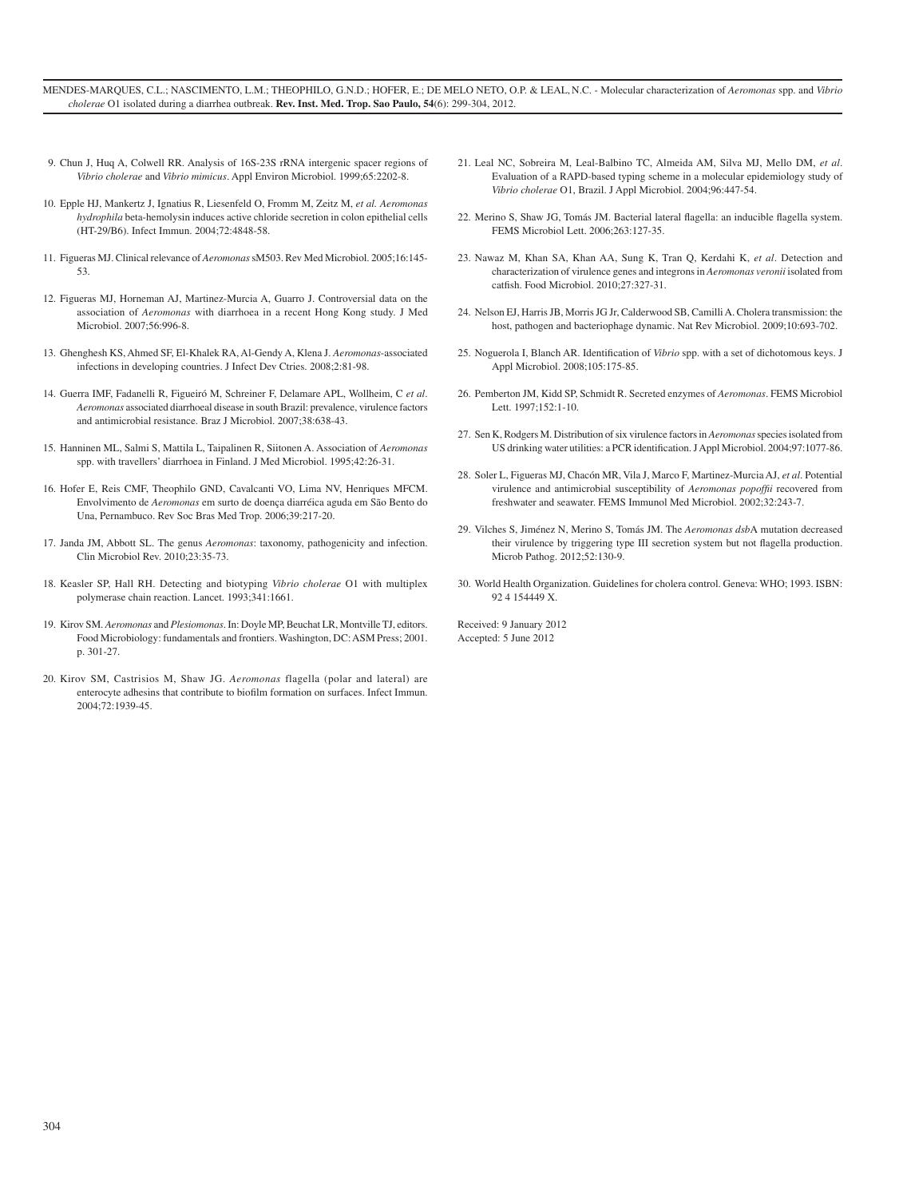9. Chun J, Huq A, Colwell RR. Analysis of 16S-23S rRNA intergenic spacer regions of *Vibrio cholerae* and *Vibrio mimicus*. Appl Environ Microbiol. 1999;65:2202-8.

10. Epple HJ, Mankertz J, Ignatius R, Liesenfeld O, Fromm M, Zeitz M, *et al*. *Aeromonas hydrophila* beta-hemolysin induces active chloride secretion in colon epithelial cells (HT-29/B6). Infect Immun. 2004;72:4848-58.

11. Figueras MJ. Clinical relevance of *Aeromonas* sM503. Rev Med Microbiol. 2005;16:145-53.

12. Figueras MJ, Horneman AJ, Martinez-Murcia A, Guarro J. Controversial data on the association of *Aeromonas* with diarrhoea in a recent Hong Kong study. J Med Microbiol. 2007;56:996-8.

13. Ghenghesh KS, Ahmed SF, El-Khalek RA, Al-Gendy A, Klena J. *Aeromonas*-associated infections in developing countries. J Infect Dev Ctries. 2008;2:81-98.

14. Guerra IMF, Fadanelli R, Figueiró M, Schreiner F, Delamare APL, Wollheim, C *et al*. *Aeromonas* associated diarrhoeal disease in south Brazil: prevalence, virulence factors and antimicrobial resistance. Braz J Microbiol. 2007;38:638-43.

15. Hanninen ML, Salmi S, Mattila L, Taipalinen R, Siitonen A. Association of *Aeromonas* spp. with travellers' diarrhoea in Finland. J Med Microbiol. 1995;42:26-31.

16. Hofer E, Reis CMF, Theophilo GND, Cavalcanti VO, Lima NV, Henriques MFCM. Envolvimento de *Aeromonas* em surto de doença diarréica aguda em São Bento do Una, Pernambuco. Rev Soc Bras Med Trop. 2006;39:217-20.

17. Janda JM, Abbott SL. The genus *Aeromonas*: taxonomy, pathogenicity and infection. Clin Microbiol Rev. 2010;23:35-73.

18. Keasler SP, Hall RH. Detecting and biotyping *Vibrio cholerae* O1 with multiplex polymerase chain reaction. Lancet. 1993;341:1661.

19. Kirov SM. *Aeromonas* and *Plesiomonas*. In: Doyle MP, Beuchat LR, Montville TJ, editors. Food Microbiology: fundamentals and frontiers. Washington, DC: ASM Press; 2001. p. 301-27.

20. Kirov SM, Castrisios M, Shaw JG. *Aeromonas* flagella (polar and lateral) are enterocyte adhesins that contribute to biofilm formation on surfaces. Infect Immun. 2004;72:1939-45.

21. Leal NC, Sobreira M, Leal-Balbino TC, Almeida AM, Silva MJ, Mello DM, *et al*. Evaluation of a RAPD-based typing scheme in a molecular epidemiology study of *Vibrio cholerae* O1, Brazil. J Appl Microbiol. 2004;96:447-54.

22. Merino S, Shaw JG, Tomás JM. Bacterial lateral flagella: an inducible flagella system. FEMS Microbiol Lett. 2006;263:127-35.

23. Nawaz M, Khan SA, Khan AA, Sung K, Tran Q, Kerdahi K, *et al*. Detection and characterization of virulence genes and integrons in *Aeromonas veronii* isolated from catfish. Food Microbiol. 2010;27:327-31.

24. Nelson EJ, Harris JB, Morris JG Jr, Calderwood SB, Camilli A. Cholera transmission: the host, pathogen and bacteriophage dynamic. Nat Rev Microbiol. 2009;10:693-702.

25. Noguerola I, Blanch AR. Identification of *Vibrio* spp. with a set of dichotomous keys. J Appl Microbiol. 2008;105:175-85.

26. Pemberton JM, Kidd SP, Schmidt R. Secreted enzymes of *Aeromonas*. FEMS Microbiol Lett. 1997;152:1-10.

27. Sen K, Rodgers M. Distribution of six virulence factors in *Aeromonas* species isolated from US drinking water utilities: a PCR identification. J Appl Microbiol. 2004;97:1077-86.

28. Soler L, Figueras MJ, Chacón MR, Vila J, Marco F, Martinez-Murcia AJ, *et al*. Potential virulence and antimicrobial susceptibility of *Aeromonas popoffii* recovered from freshwater and seawater. FEMS Immunol Med Microbiol. 2002;32:243-7.

29. Vilches S, Jiménez N, Merino S, Tomás JM. The *Aeromonas dsb*A mutation decreased their virulence by triggering type III secretion system but not flagella production. Microb Pathog. 2012;52:130-9.

30. World Health Organization. Guidelines for cholera control. Geneva: WHO; 1993. ISBN: 92 4 154449 X.

Received: 9 January 2012
Accepted: 5 June 2012